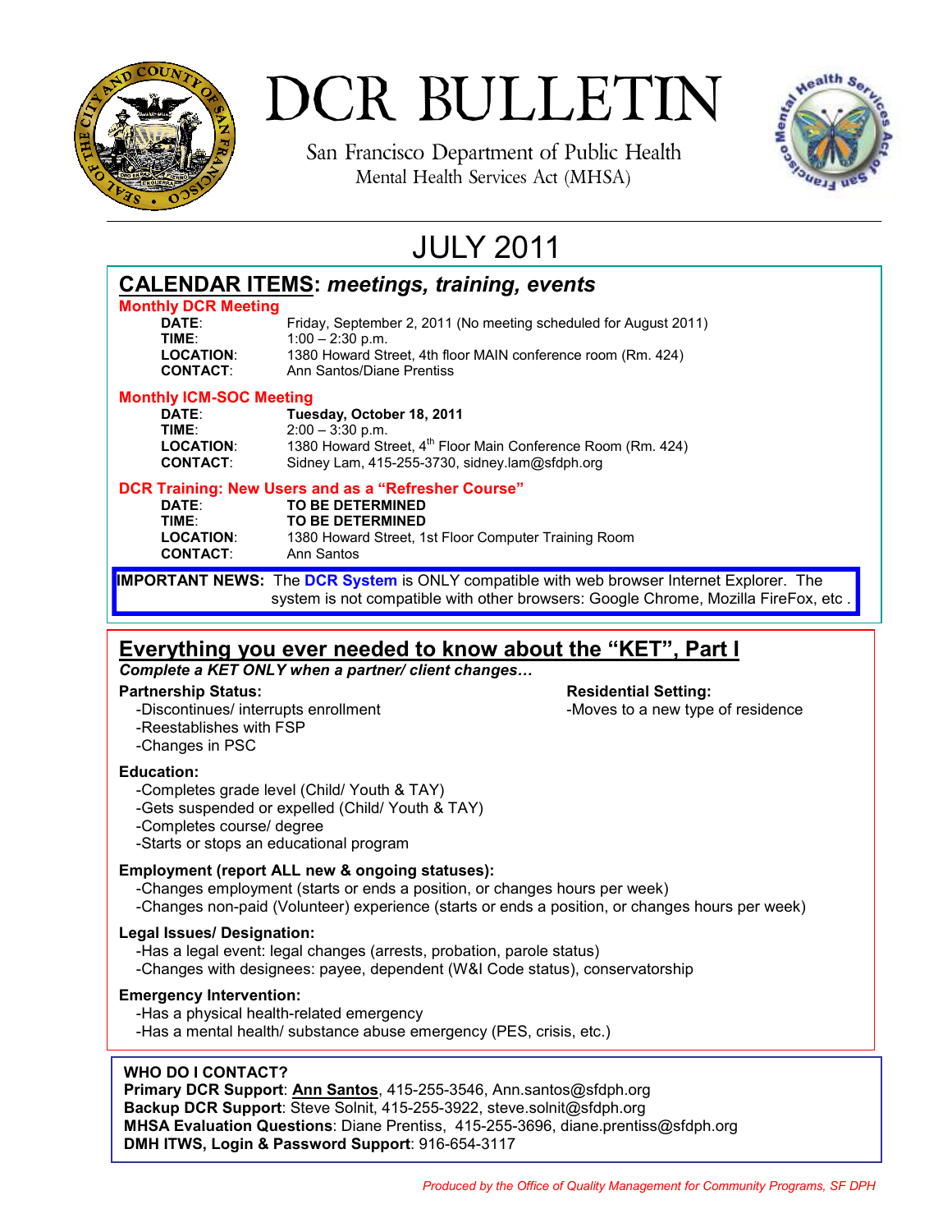# DCR BULLETIN

San Francisco Department of Public Health
Mental Health Services Act (MHSA)

## JULY 2011

## CALENDAR ITEMS: *meetings, training, events*

### Monthly DCR Meeting

**DATE**: Friday, September 2, 2011 (No meeting scheduled for August 2011)
**TIME**: 1:00 – 2:30 p.m.
**LOCATION**: 1380 Howard Street, 4th floor MAIN conference room (Rm. 424)
**CONTACT**: Ann Santos/Diane Prentiss

### Monthly ICM-SOC Meeting

**DATE**: **Tuesday, October 18, 2011**
**TIME**: 2:00 – 3:30 p.m.
**LOCATION**: 1380 Howard Street, 4th Floor Main Conference Room (Rm. 424)
**CONTACT**: Sidney Lam, 415-255-3730, sidney.lam@sfdph.org

### DCR Training: New Users and as a "Refresher Course"

**DATE**: **TO BE DETERMINED**
**TIME**: **TO BE DETERMINED**
**LOCATION**: 1380 Howard Street, 1st Floor Computer Training Room
**CONTACT**: Ann Santos

**IMPORTANT NEWS:** The **DCR System** is ONLY compatible with web browser Internet Explorer. The system is not compatible with other browsers: Google Chrome, Mozilla FireFox, etc .

## Everything you ever needed to know about the "KET", Part I

***Complete a KET ONLY when a partner/ client changes…***

**Partnership Status:**
- Discontinues/ interrupts enrollment
- Reestablishes with FSP
- Changes in PSC

**Residential Setting:**
- Moves to a new type of residence

**Education:**
- Completes grade level (Child/ Youth & TAY)
- Gets suspended or expelled (Child/ Youth & TAY)
- Completes course/ degree
- Starts or stops an educational program

**Employment (report ALL new & ongoing statuses):**
- Changes employment (starts or ends a position, or changes hours per week)
- Changes non-paid (Volunteer) experience (starts or ends a position, or changes hours per week)

**Legal Issues/ Designation:**
- Has a legal event: legal changes (arrests, probation, parole status)
- Changes with designees: payee, dependent (W&I Code status), conservatorship

**Emergency Intervention:**
- Has a physical health-related emergency
- Has a mental health/ substance abuse emergency (PES, crisis, etc.)

**WHO DO I CONTACT?**
**Primary DCR Support**: **Ann Santos**, 415-255-3546, Ann.santos@sfdph.org
**Backup DCR Support**: Steve Solnit, 415-255-3922, steve.solnit@sfdph.org
**MHSA Evaluation Questions**: Diane Prentiss, 415-255-3696, diane.prentiss@sfdph.org
**DMH ITWS, Login & Password Support**: 916-654-3117

*Produced by the Office of Quality Management for Community Programs, SF DPH*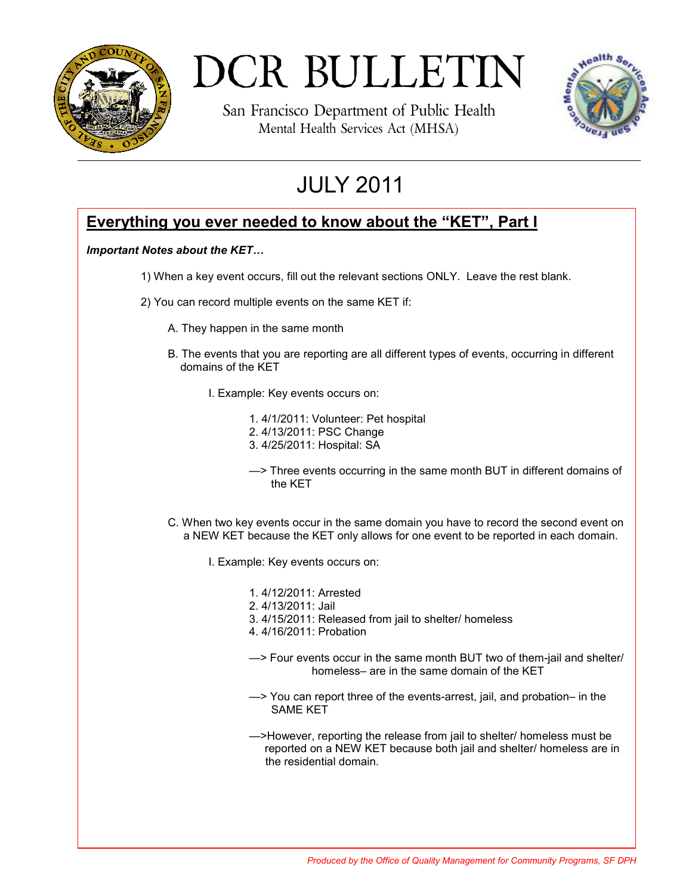# DCR BULLETIN

San Francisco Department of Public Health
Mental Health Services Act (MHSA)

## JULY 2011

### Everything you ever needed to know about the "KET", Part I

***Important Notes about the KET…***

1) When a key event occurs, fill out the relevant sections ONLY. Leave the rest blank.

2) You can record multiple events on the same KET if:

   A. They happen in the same month

   B. The events that you are reporting are all different types of events, occurring in different domains of the KET

      I. Example: Key events occurs on:

         1. 4/1/2011: Volunteer: Pet hospital
         2. 4/13/2011: PSC Change
         3. 4/25/2011: Hospital: SA

         —> Three events occurring in the same month BUT in different domains of the KET

   C. When two key events occur in the same domain you have to record the second event on a NEW KET because the KET only allows for one event to be reported in each domain.

      I. Example: Key events occurs on:

         1. 4/12/2011: Arrested
         2. 4/13/2011: Jail
         3. 4/15/2011: Released from jail to shelter/ homeless
         4. 4/16/2011: Probation

         —> Four events occur in the same month BUT two of them-jail and shelter/ homeless– are in the same domain of the KET

         —> You can report three of the events-arrest, jail, and probation– in the SAME KET

         —>However, reporting the release from jail to shelter/ homeless must be reported on a NEW KET because both jail and shelter/ homeless are in the residential domain.

*Produced by the Office of Quality Management for Community Programs, SF DPH*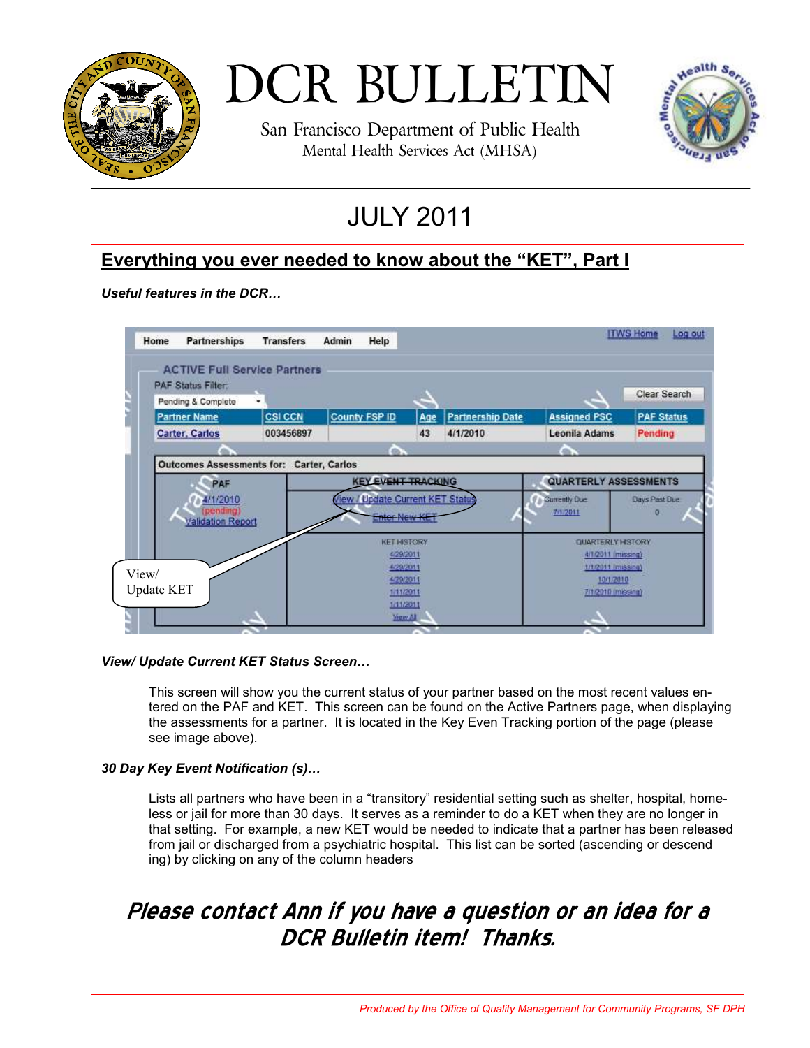# DCR BULLETIN

San Francisco Department of Public Health
Mental Health Services Act (MHSA)

## JULY 2011

## Everything you ever needed to know about the "KET", Part I

***Useful features in the DCR…***

***View/ Update Current KET Status Screen…***

This screen will show you the current status of your partner based on the most recent values entered on the PAF and KET. This screen can be found on the Active Partners page, when displaying the assessments for a partner. It is located in the Key Even Tracking portion of the page (please see image above).

***30 Day Key Event Notification (s)…***

Lists all partners who have been in a "transitory" residential setting such as shelter, hospital, homeless or jail for more than 30 days. It serves as a reminder to do a KET when they are no longer in that setting. For example, a new KET would be needed to indicate that a partner has been released from jail or discharged from a psychiatric hospital. This list can be sorted (ascending or descending) by clicking on any of the column headers

***Please contact Ann if you have a question or an idea for a DCR Bulletin item! Thanks.***

*Produced by the Office of Quality Management for Community Programs, SF DPH*